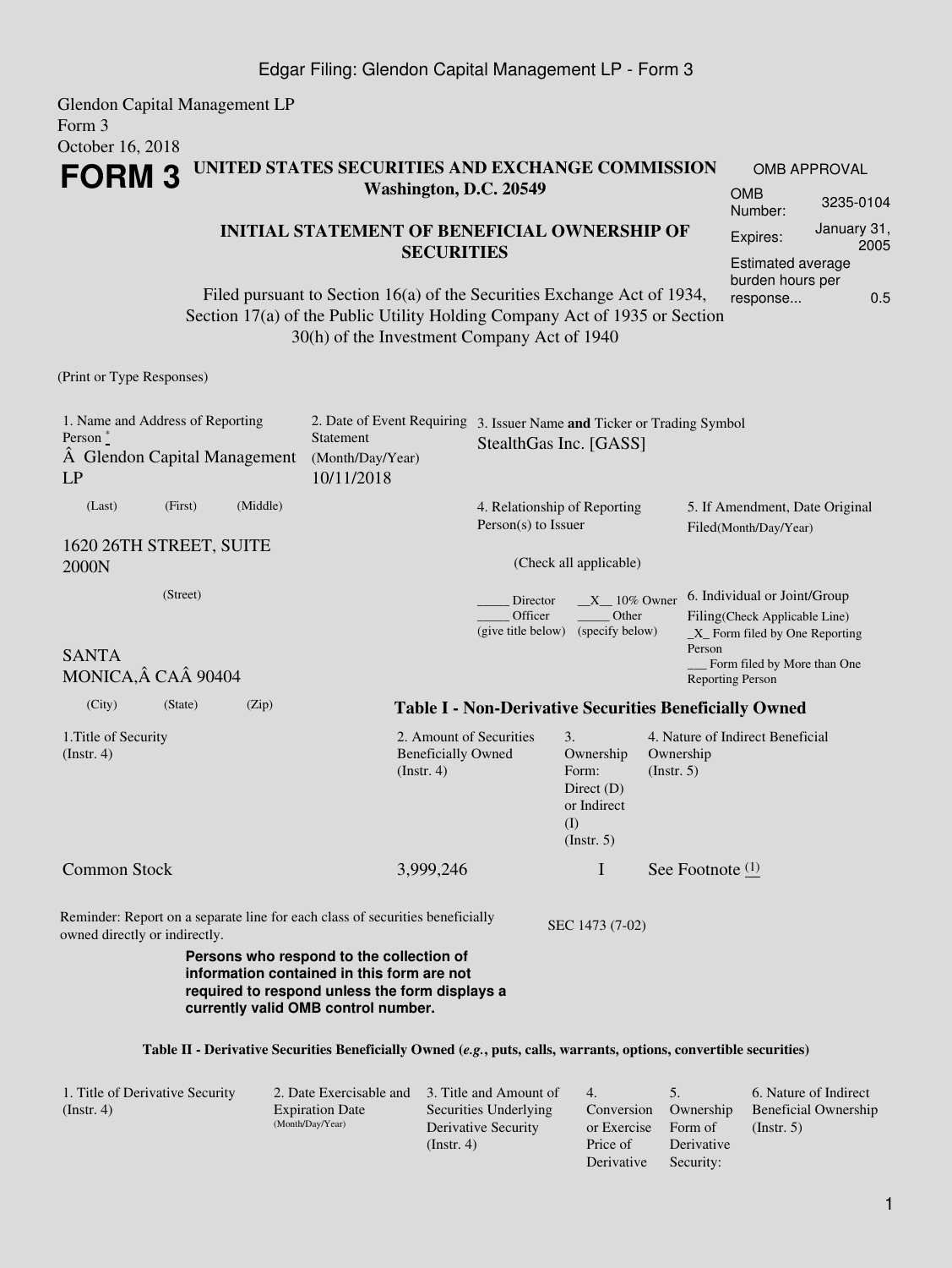Edgar Filing: Glendon Capital Management LP - Form 3

Glendon Capital Management LP
Form 3
October 16, 2018

# FORM 3

**UNITED STATES SECURITIES AND EXCHANGE COMMISSION**
**Washington, D.C. 20549**

**INITIAL STATEMENT OF BENEFICIAL OWNERSHIP OF SECURITIES**

Filed pursuant to Section 16(a) of the Securities Exchange Act of 1934, Section 17(a) of the Public Utility Holding Company Act of 1935 or Section 30(h) of the Investment Company Act of 1940

| OMB APPROVAL | |
|---|---|
| OMB Number: | 3235-0104 |
| Expires: | January 31, 2005 |
| Estimated average burden hours per response... | 0.5 |

(Print or Type Responses)

1. Name and Address of Reporting Person *
Â Glendon Capital Management LP
(Last) (First) (Middle)
1620 26TH STREET, SUITE 2000N
(Street)
SANTA MONICA, Â CA Â 90404
(City) (State) (Zip)

2. Date of Event Requiring Statement (Month/Day/Year)
10/11/2018

3. Issuer Name **and** Ticker or Trading Symbol
StealthGas Inc. [GASS]

4. Relationship of Reporting Person(s) to Issuer
(Check all applicable)
_____ Director __X__ 10% Owner
_____ Officer (give title below) _____ Other (specify below)

5. If Amendment, Date Original Filed(Month/Day/Year)

6. Individual or Joint/Group Filing(Check Applicable Line)
_X_ Form filed by One Reporting Person
___ Form filed by More than One Reporting Person

**Table I - Non-Derivative Securities Beneficially Owned**

| 1.Title of Security (Instr. 4) | 2. Amount of Securities Beneficially Owned (Instr. 4) | 3. Ownership Form: Direct (D) or Indirect (I) (Instr. 5) | 4. Nature of Indirect Beneficial Ownership (Instr. 5) |
|---|---|---|---|
| Common Stock | 3,999,246 | I | See Footnote (1) |

Reminder: Report on a separate line for each class of securities beneficially owned directly or indirectly.

SEC 1473 (7-02)

**Persons who respond to the collection of information contained in this form are not required to respond unless the form displays a currently valid OMB control number.**

**Table II - Derivative Securities Beneficially Owned (*e.g.*, puts, calls, warrants, options, convertible securities)**

| 1. Title of Derivative Security (Instr. 4) | 2. Date Exercisable and Expiration Date (Month/Day/Year) | 3. Title and Amount of Securities Underlying Derivative Security (Instr. 4) | 4. Conversion or Exercise Price of Derivative | 5. Ownership Form of Derivative Security: | 6. Nature of Indirect Beneficial Ownership (Instr. 5) |
|---|---|---|---|---|---|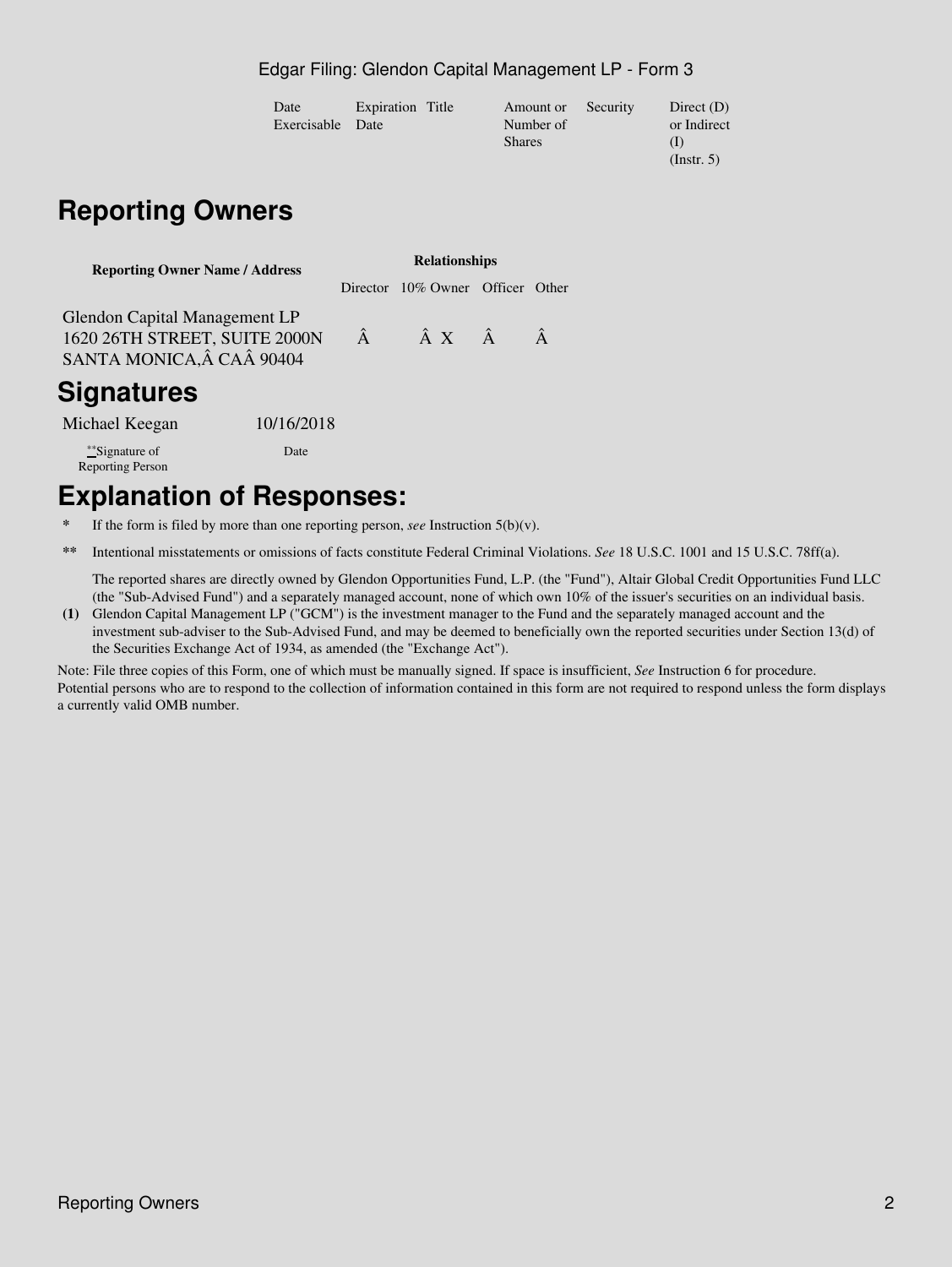| Date Exercisable | Expiration Date | Title | Amount or Number of Shares | Security | Direct (D) or Indirect (I) (Instr. 5) |
|---|---|---|---|---|---|

# Reporting Owners

| Reporting Owner Name / Address | Relationships | | | |
|---|---|---|---|---|
| | Director | 10% Owner | Officer | Other |
| Glendon Capital Management LP<br>1620 26TH STREET, SUITE 2000N<br>SANTA MONICA, CA 90404 | | X | | |

# Signatures

| Michael Keegan | 10/16/2018 |
|---|---|
| **Signature of Reporting Person | Date |

# Explanation of Responses:

\* If the form is filed by more than one reporting person, *see* Instruction 5(b)(v).

** Intentional misstatements or omissions of facts constitute Federal Criminal Violations. *See* 18 U.S.C. 1001 and 15 U.S.C. 78ff(a).

**(1)** The reported shares are directly owned by Glendon Opportunities Fund, L.P. (the "Fund"), Altair Global Credit Opportunities Fund LLC (the "Sub-Advised Fund") and a separately managed account, none of which own 10% of the issuer's securities on an individual basis. Glendon Capital Management LP ("GCM") is the investment manager to the Fund and the separately managed account and the investment sub-adviser to the Sub-Advised Fund, and may be deemed to beneficially own the reported securities under Section 13(d) of the Securities Exchange Act of 1934, as amended (the "Exchange Act").

Note: File three copies of this Form, one of which must be manually signed. If space is insufficient, *See* Instruction 6 for procedure.
Potential persons who are to respond to the collection of information contained in this form are not required to respond unless the form displays a currently valid OMB number.